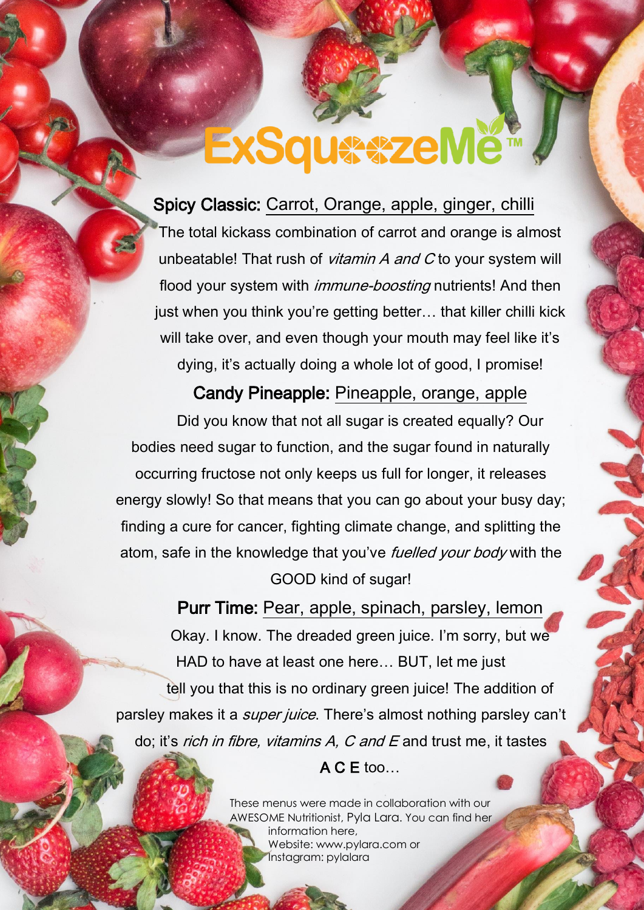# ExSqueezeMe™

**Spicy Classic:** Carrot, Orange, apple, ginger, chilli

The total kickass combination of carrot and orange is almost unbeatable! That rush of *vitamin A and C* to your system will flood your system with *immune-boosting* nutrients! And then just when you think you're getting better… that killer chilli kick will take over, and even though your mouth may feel like it's dying, it's actually doing a whole lot of good, I promise!

**Candy Pineapple:** Pineapple, orange, apple

Did you know that not all sugar is created equally? Our bodies need sugar to function, and the sugar found in naturally occurring fructose not only keeps us full for longer, it releases energy slowly! So that means that you can go about your busy day; finding a cure for cancer, fighting climate change, and splitting the atom, safe in the knowledge that you've *fuelled your body* with the GOOD kind of sugar!

**Purr Time:** Pear, apple, spinach, parsley, lemon

Okay. I know. The dreaded green juice. I'm sorry, but we HAD to have at least one here… BUT, let me just tell you that this is no ordinary green juice! The addition of parsley makes it a *super juice*. There's almost nothing parsley can't do; it's *rich in fibre, vitamins A, C and E* and trust me, it tastes A C E too…

These menus were made in collaboration with our AWESOME Nutritionist, Pyla Lara. You can find her information here,
Website: www.pylara.com or
Instagram: pylalara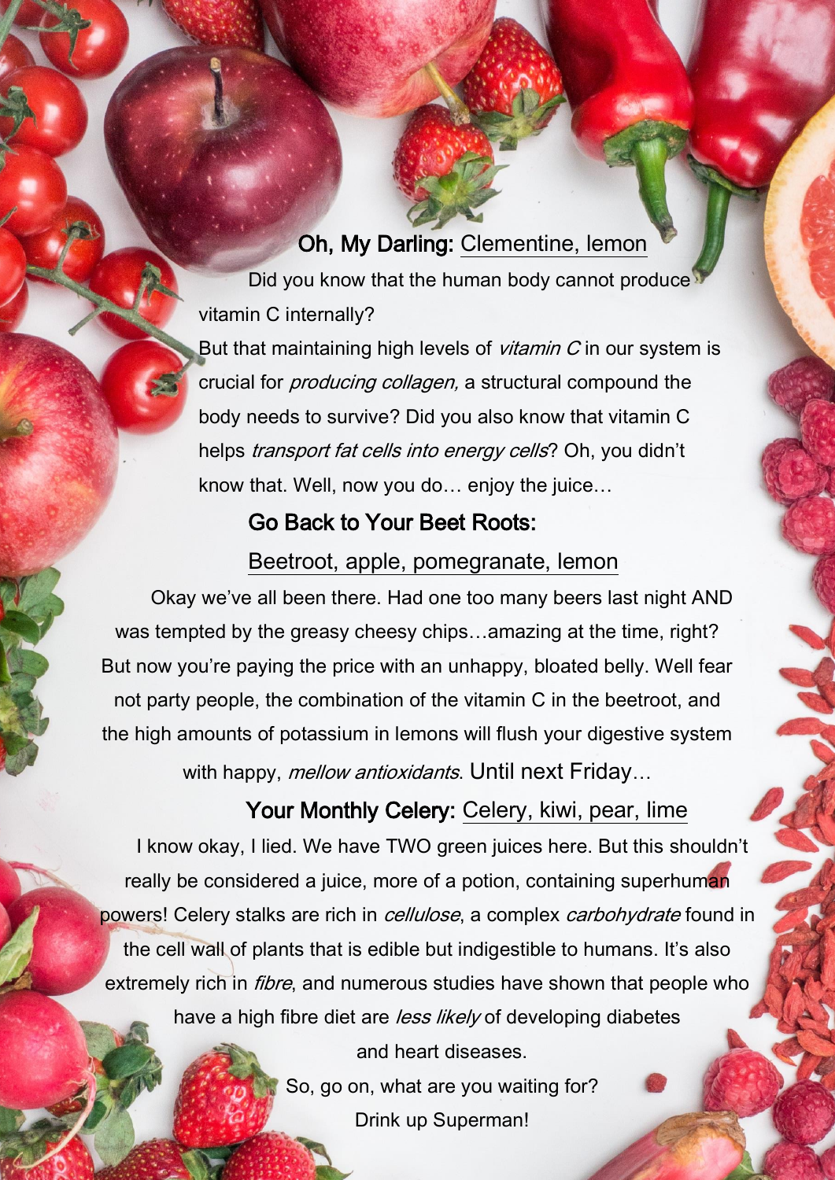## **Oh, My Darling:** Clementine, lemon

Did you know that the human body cannot produce vitamin C internally?

But that maintaining high levels of *vitamin C* in our system is crucial for *producing collagen,* a structural compound the body needs to survive? Did you also know that vitamin C helps *transport fat cells into energy cells*? Oh, you didn't know that. Well, now you do… enjoy the juice…

## **Go Back to Your Beet Roots:**

Beetroot, apple, pomegranate, lemon

Okay we've all been there. Had one too many beers last night AND was tempted by the greasy cheesy chips…amazing at the time, right? But now you're paying the price with an unhappy, bloated belly. Well fear not party people, the combination of the vitamin C in the beetroot, and the high amounts of potassium in lemons will flush your digestive system with happy, *mellow antioxidants*. Until next Friday…

## **Your Monthly Celery:** Celery, kiwi, pear, lime

I know okay, I lied. We have TWO green juices here. But this shouldn't really be considered a juice, more of a potion, containing superhuman powers! Celery stalks are rich in *cellulose*, a complex *carbohydrate* found in the cell wall of plants that is edible but indigestible to humans. It's also extremely rich in *fibre*, and numerous studies have shown that people who have a high fibre diet are *less likely* of developing diabetes and heart diseases.

So, go on, what are you waiting for?

Drink up Superman!